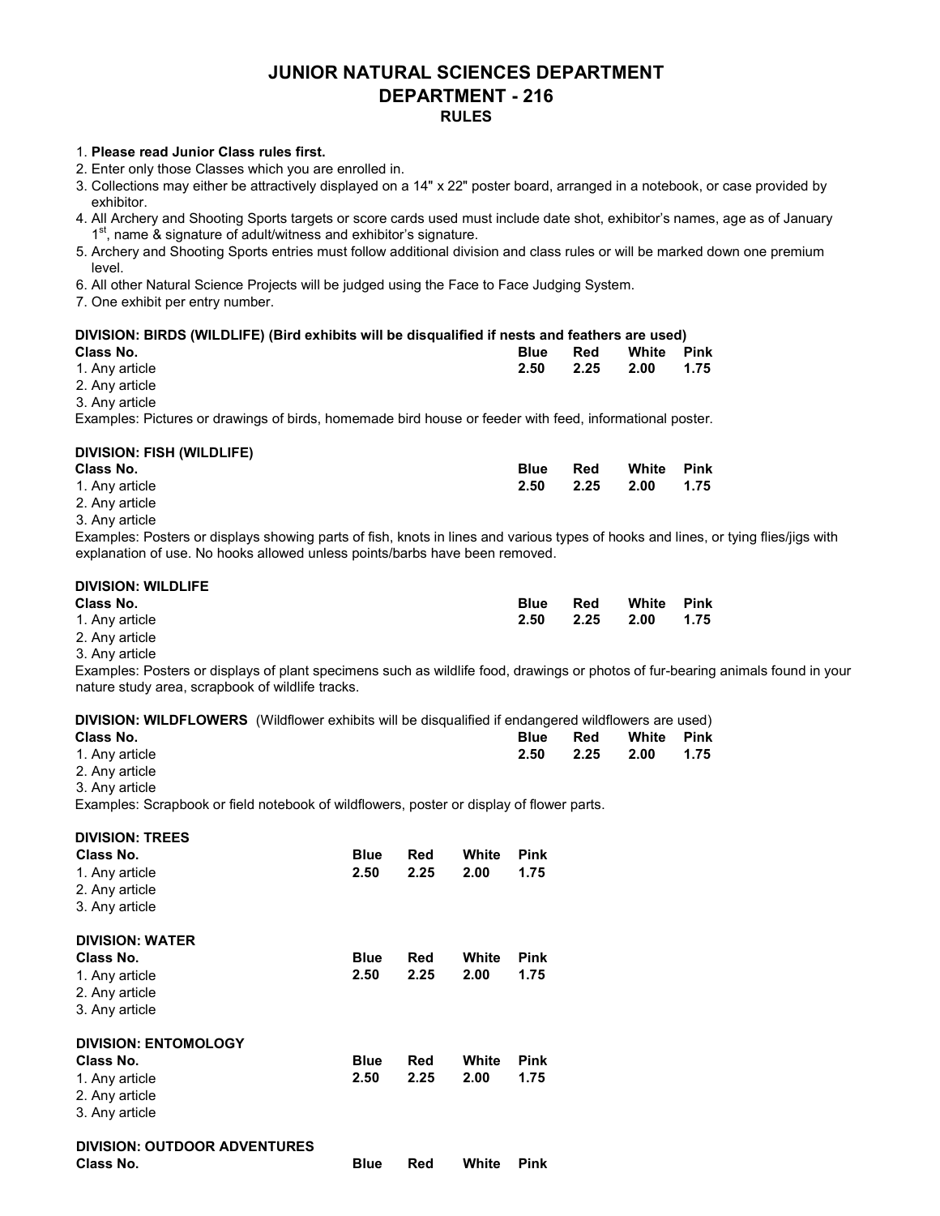# JUNIOR NATURAL SCIENCES DEPARTMENT
## DEPARTMENT - 216
### RULES

1. **Please read Junior Class rules first.**
2. Enter only those Classes which you are enrolled in.
3. Collections may either be attractively displayed on a 14" x 22" poster board, arranged in a notebook, or case provided by exhibitor.
4. All Archery and Shooting Sports targets or score cards used must include date shot, exhibitor's names, age as of January 1st, name & signature of adult/witness and exhibitor's signature.
5. Archery and Shooting Sports entries must follow additional division and class rules or will be marked down one premium level.
6. All other Natural Science Projects will be judged using the Face to Face Judging System.
7. One exhibit per entry number.

**DIVISION: BIRDS (WILDLIFE) (Bird exhibits will be disqualified if nests and feathers are used)**

| Class No. | Blue | Red | White | Pink |
|---|---|---|---|---|
| 1. Any article | 2.50 | 2.25 | 2.00 | 1.75 |
| 2. Any article | | | | |
| 3. Any article | | | | |

Examples: Pictures or drawings of birds, homemade bird house or feeder with feed, informational poster.

**DIVISION: FISH (WILDLIFE)**

| Class No. | Blue | Red | White | Pink |
|---|---|---|---|---|
| 1. Any article | 2.50 | 2.25 | 2.00 | 1.75 |
| 2. Any article | | | | |
| 3. Any article | | | | |

Examples: Posters or displays showing parts of fish, knots in lines and various types of hooks and lines, or tying flies/jigs with explanation of use. No hooks allowed unless points/barbs have been removed.

**DIVISION: WILDLIFE**

| Class No. | Blue | Red | White | Pink |
|---|---|---|---|---|
| 1. Any article | 2.50 | 2.25 | 2.00 | 1.75 |
| 2. Any article | | | | |
| 3. Any article | | | | |

Examples: Posters or displays of plant specimens such as wildlife food, drawings or photos of fur-bearing animals found in your nature study area, scrapbook of wildlife tracks.

**DIVISION: WILDFLOWERS** (Wildflower exhibits will be disqualified if endangered wildflowers are used)

| Class No. | Blue | Red | White | Pink |
|---|---|---|---|---|
| 1. Any article | 2.50 | 2.25 | 2.00 | 1.75 |
| 2. Any article | | | | |
| 3. Any article | | | | |

Examples: Scrapbook or field notebook of wildflowers, poster or display of flower parts.

**DIVISION: TREES**

| Class No. | Blue | Red | White | Pink |
|---|---|---|---|---|
| 1. Any article | 2.50 | 2.25 | 2.00 | 1.75 |
| 2. Any article | | | | |
| 3. Any article | | | | |

**DIVISION: WATER**

| Class No. | Blue | Red | White | Pink |
|---|---|---|---|---|
| 1. Any article | 2.50 | 2.25 | 2.00 | 1.75 |
| 2. Any article | | | | |
| 3. Any article | | | | |

**DIVISION: ENTOMOLOGY**

| Class No. | Blue | Red | White | Pink |
|---|---|---|---|---|
| 1. Any article | 2.50 | 2.25 | 2.00 | 1.75 |
| 2. Any article | | | | |
| 3. Any article | | | | |

**DIVISION: OUTDOOR ADVENTURES**

| Class No. | Blue | Red | White | Pink |
|---|---|---|---|---|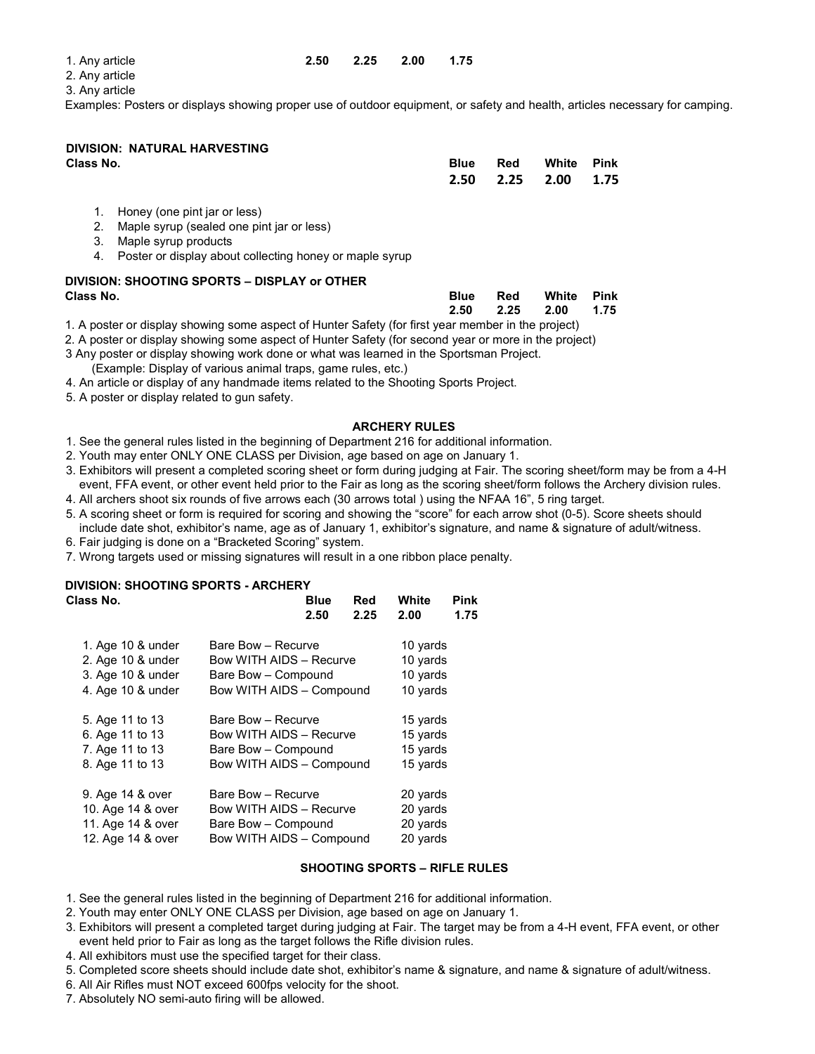1. Any article **2.50 2.25 2.00 1.75**
2. Any article
3. Any article

Examples: Posters or displays showing proper use of outdoor equipment, or safety and health, articles necessary for camping.

**DIVISION: NATURAL HARVESTING**

| Class No. | Blue | Red | White | Pink |
|---|---|---|---|---|
| | 2.50 | 2.25 | 2.00 | 1.75 |

1. Honey (one pint jar or less)
2. Maple syrup (sealed one pint jar or less)
3. Maple syrup products
4. Poster or display about collecting honey or maple syrup

**DIVISION: SHOOTING SPORTS – DISPLAY or OTHER**

| Class No. | Blue | Red | White | Pink |
|---|---|---|---|---|
| | 2.50 | 2.25 | 2.00 | 1.75 |

1. A poster or display showing some aspect of Hunter Safety (for first year member in the project)
2. A poster or display showing some aspect of Hunter Safety (for second year or more in the project)
3. Any poster or display showing work done or what was learned in the Sportsman Project. (Example: Display of various animal traps, game rules, etc.)
4. An article or display of any handmade items related to the Shooting Sports Project.
5. A poster or display related to gun safety.

**ARCHERY RULES**

1. See the general rules listed in the beginning of Department 216 for additional information.
2. Youth may enter ONLY ONE CLASS per Division, age based on age on January 1.
3. Exhibitors will present a completed scoring sheet or form during judging at Fair. The scoring sheet/form may be from a 4-H event, FFA event, or other event held prior to the Fair as long as the scoring sheet/form follows the Archery division rules.
4. All archers shoot six rounds of five arrows each (30 arrows total ) using the NFAA 16", 5 ring target.
5. A scoring sheet or form is required for scoring and showing the "score" for each arrow shot (0-5). Score sheets should include date shot, exhibitor's name, age as of January 1, exhibitor's signature, and name & signature of adult/witness.
6. Fair judging is done on a "Bracketed Scoring" system.
7. Wrong targets used or missing signatures will result in a one ribbon place penalty.

**DIVISION: SHOOTING SPORTS - ARCHERY**

| Class No. | | Blue 2.50 | Red 2.25 | White 2.00 | Pink 1.75 |
|---|---|---|---|---|---|
| 1. Age 10 & under | Bare Bow – Recurve | | | 10 yards | |
| 2. Age 10 & under | Bow WITH AIDS – Recurve | | | 10 yards | |
| 3. Age 10 & under | Bare Bow – Compound | | | 10 yards | |
| 4. Age 10 & under | Bow WITH AIDS – Compound | | | 10 yards | |
| 5. Age 11 to 13 | Bare Bow – Recurve | | | 15 yards | |
| 6. Age 11 to 13 | Bow WITH AIDS – Recurve | | | 15 yards | |
| 7. Age 11 to 13 | Bare Bow – Compound | | | 15 yards | |
| 8. Age 11 to 13 | Bow WITH AIDS – Compound | | | 15 yards | |
| 9. Age 14 & over | Bare Bow – Recurve | | | 20 yards | |
| 10. Age 14 & over | Bow WITH AIDS – Recurve | | | 20 yards | |
| 11. Age 14 & over | Bare Bow – Compound | | | 20 yards | |
| 12. Age 14 & over | Bow WITH AIDS – Compound | | | 20 yards | |

**SHOOTING SPORTS – RIFLE RULES**

1. See the general rules listed in the beginning of Department 216 for additional information.
2. Youth may enter ONLY ONE CLASS per Division, age based on age on January 1.
3. Exhibitors will present a completed target during judging at Fair. The target may be from a 4-H event, FFA event, or other event held prior to Fair as long as the target follows the Rifle division rules.
4. All exhibitors must use the specified target for their class.
5. Completed score sheets should include date shot, exhibitor's name & signature, and name & signature of adult/witness.
6. All Air Rifles must NOT exceed 600fps velocity for the shoot.
7. Absolutely NO semi-auto firing will be allowed.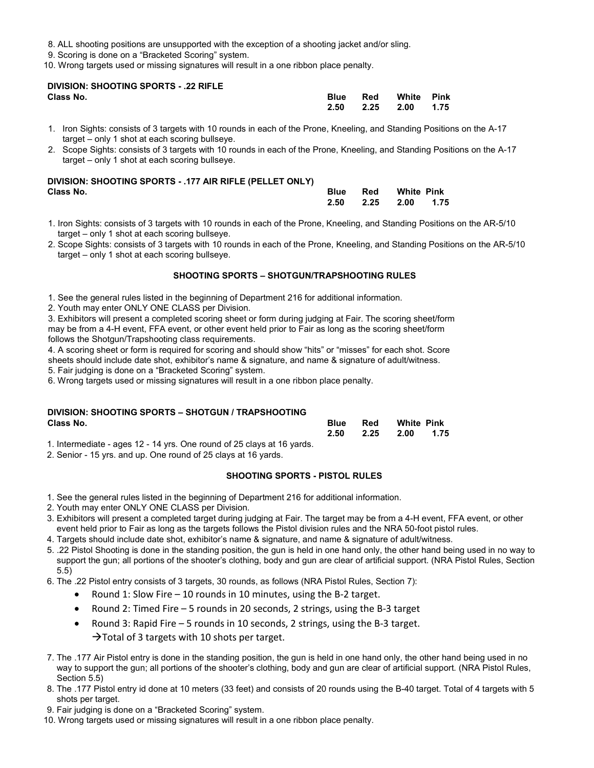8. ALL shooting positions are unsupported with the exception of a shooting jacket and/or sling.
9. Scoring is done on a "Bracketed Scoring" system.
10. Wrong targets used or missing signatures will result in a one ribbon place penalty.

**DIVISION: SHOOTING SPORTS - .22 RIFLE**

| Class No. | Blue | Red | White | Pink |
|---|---|---|---|---|
| | 2.50 | 2.25 | 2.00 | 1.75 |

1. Iron Sights: consists of 3 targets with 10 rounds in each of the Prone, Kneeling, and Standing Positions on the A-17 target – only 1 shot at each scoring bullseye.
2. Scope Sights: consists of 3 targets with 10 rounds in each of the Prone, Kneeling, and Standing Positions on the A-17 target – only 1 shot at each scoring bullseye.

**DIVISION: SHOOTING SPORTS - .177 AIR RIFLE (PELLET ONLY)**

| Class No. | Blue | Red | White | Pink |
|---|---|---|---|---|
| | 2.50 | 2.25 | 2.00 | 1.75 |

1. Iron Sights: consists of 3 targets with 10 rounds in each of the Prone, Kneeling, and Standing Positions on the AR-5/10 target – only 1 shot at each scoring bullseye.
2. Scope Sights: consists of 3 targets with 10 rounds in each of the Prone, Kneeling, and Standing Positions on the AR-5/10 target – only 1 shot at each scoring bullseye.

## SHOOTING SPORTS – SHOTGUN/TRAPSHOOTING RULES

1. See the general rules listed in the beginning of Department 216 for additional information.
2. Youth may enter ONLY ONE CLASS per Division.
3. Exhibitors will present a completed scoring sheet or form during judging at Fair. The scoring sheet/form may be from a 4-H event, FFA event, or other event held prior to Fair as long as the scoring sheet/form follows the Shotgun/Trapshooting class requirements.
4. A scoring sheet or form is required for scoring and should show "hits" or "misses" for each shot. Score sheets should include date shot, exhibitor's name & signature, and name & signature of adult/witness.
5. Fair judging is done on a "Bracketed Scoring" system.
6. Wrong targets used or missing signatures will result in a one ribbon place penalty.

**DIVISION: SHOOTING SPORTS – SHOTGUN / TRAPSHOOTING**

| Class No. | Blue | Red | White | Pink |
|---|---|---|---|---|
| | 2.50 | 2.25 | 2.00 | 1.75 |

1. Intermediate - ages 12 - 14 yrs. One round of 25 clays at 16 yards.
2. Senior - 15 yrs. and up. One round of 25 clays at 16 yards.

## SHOOTING SPORTS - PISTOL RULES

1. See the general rules listed in the beginning of Department 216 for additional information.
2. Youth may enter ONLY ONE CLASS per Division.
3. Exhibitors will present a completed target during judging at Fair. The target may be from a 4-H event, FFA event, or other event held prior to Fair as long as the targets follows the Pistol division rules and the NRA 50-foot pistol rules.
4. Targets should include date shot, exhibitor's name & signature, and name & signature of adult/witness.
5. .22 Pistol Shooting is done in the standing position, the gun is held in one hand only, the other hand being used in no way to support the gun; all portions of the shooter's clothing, body and gun are clear of artificial support. (NRA Pistol Rules, Section 5.5)
6. The .22 Pistol entry consists of 3 targets, 30 rounds, as follows (NRA Pistol Rules, Section 7):
   - Round 1: Slow Fire – 10 rounds in 10 minutes, using the B-2 target.
   - Round 2: Timed Fire – 5 rounds in 20 seconds, 2 strings, using the B-3 target
   - Round 3: Rapid Fire – 5 rounds in 10 seconds, 2 strings, using the B-3 target.
     →Total of 3 targets with 10 shots per target.
7. The .177 Air Pistol entry is done in the standing position, the gun is held in one hand only, the other hand being used in no way to support the gun; all portions of the shooter's clothing, body and gun are clear of artificial support. (NRA Pistol Rules, Section 5.5)
8. The .177 Pistol entry id done at 10 meters (33 feet) and consists of 20 rounds using the B-40 target. Total of 4 targets with 5 shots per target.
9. Fair judging is done on a "Bracketed Scoring" system.
10. Wrong targets used or missing signatures will result in a one ribbon place penalty.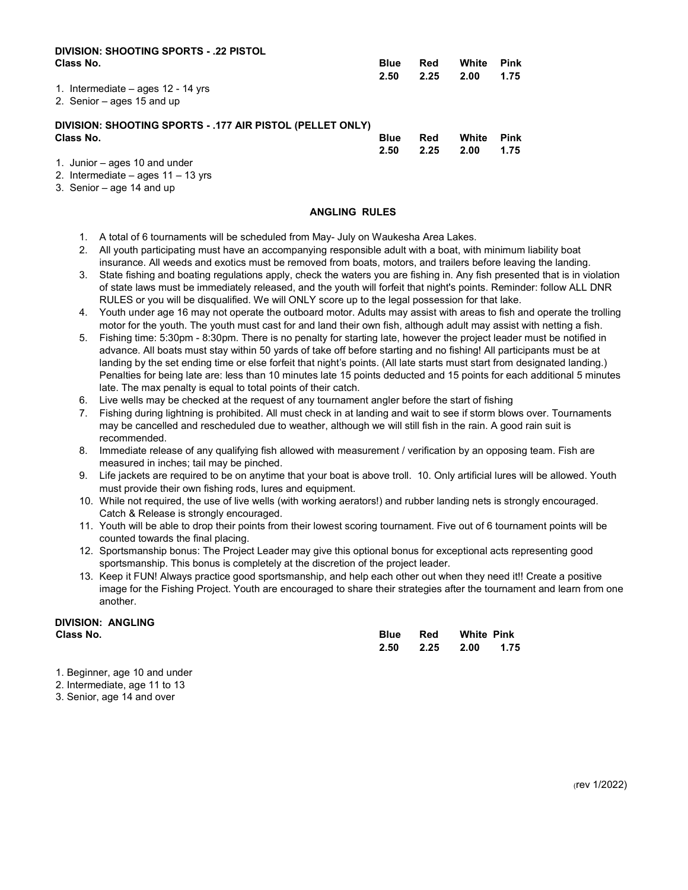**DIVISION: SHOOTING SPORTS - .22 PISTOL**

| Class No. | Blue | Red | White | Pink |
|---|---|---|---|---|
| | 2.50 | 2.25 | 2.00 | 1.75 |
| 1. Intermediate – ages 12 - 14 yrs | | | | |
| 2. Senior – ages 15 and up | | | | |

**DIVISION: SHOOTING SPORTS - .177 AIR PISTOL (PELLET ONLY)**

| Class No. | Blue | Red | White | Pink |
|---|---|---|---|---|
| | 2.50 | 2.25 | 2.00 | 1.75 |
| 1. Junior – ages 10 and under | | | | |
| 2. Intermediate – ages 11 – 13 yrs | | | | |
| 3. Senior – age 14 and up | | | | |

## ANGLING RULES

1. A total of 6 tournaments will be scheduled from May- July on Waukesha Area Lakes.
2. All youth participating must have an accompanying responsible adult with a boat, with minimum liability boat insurance. All weeds and exotics must be removed from boats, motors, and trailers before leaving the landing.
3. State fishing and boating regulations apply, check the waters you are fishing in. Any fish presented that is in violation of state laws must be immediately released, and the youth will forfeit that night's points. Reminder: follow ALL DNR RULES or you will be disqualified. We will ONLY score up to the legal possession for that lake.
4. Youth under age 16 may not operate the outboard motor. Adults may assist with areas to fish and operate the trolling motor for the youth. The youth must cast for and land their own fish, although adult may assist with netting a fish.
5. Fishing time: 5:30pm - 8:30pm. There is no penalty for starting late, however the project leader must be notified in advance. All boats must stay within 50 yards of take off before starting and no fishing! All participants must be at landing by the set ending time or else forfeit that night's points. (All late starts must start from designated landing.) Penalties for being late are: less than 10 minutes late 15 points deducted and 15 points for each additional 5 minutes late. The max penalty is equal to total points of their catch.
6. Live wells may be checked at the request of any tournament angler before the start of fishing
7. Fishing during lightning is prohibited. All must check in at landing and wait to see if storm blows over. Tournaments may be cancelled and rescheduled due to weather, although we will still fish in the rain. A good rain suit is recommended.
8. Immediate release of any qualifying fish allowed with measurement / verification by an opposing team. Fish are measured in inches; tail may be pinched.
9. Life jackets are required to be on anytime that your boat is above troll. 10. Only artificial lures will be allowed. Youth must provide their own fishing rods, lures and equipment.
10. While not required, the use of live wells (with working aerators!) and rubber landing nets is strongly encouraged. Catch & Release is strongly encouraged.
11. Youth will be able to drop their points from their lowest scoring tournament. Five out of 6 tournament points will be counted towards the final placing.
12. Sportsmanship bonus: The Project Leader may give this optional bonus for exceptional acts representing good sportsmanship. This bonus is completely at the discretion of the project leader.
13. Keep it FUN! Always practice good sportsmanship, and help each other out when they need it!! Create a positive image for the Fishing Project. Youth are encouraged to share their strategies after the tournament and learn from one another.

**DIVISION: ANGLING**

| Class No. | Blue | Red | White | Pink |
|---|---|---|---|---|
| | 2.50 | 2.25 | 2.00 | 1.75 |
| 1. Beginner, age 10 and under | | | | |
| 2. Intermediate, age 11 to 13 | | | | |
| 3. Senior, age 14 and over | | | | |

(rev 1/2022)